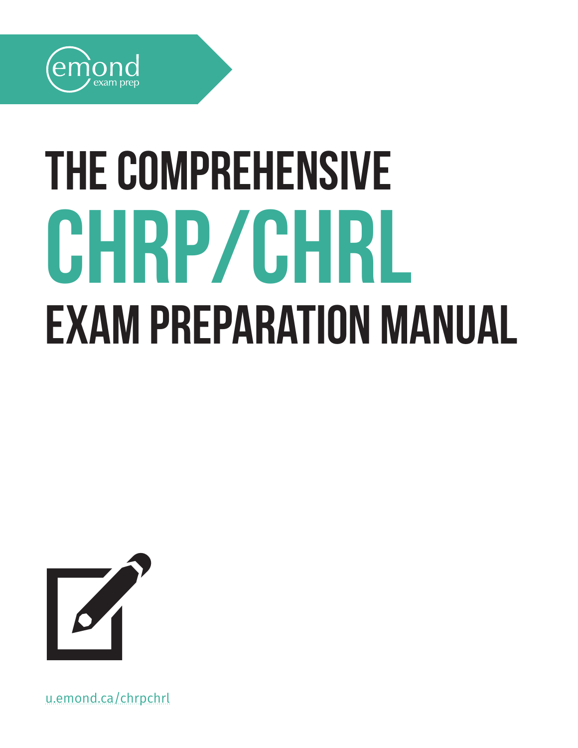emond exam prep

# THE COMPREHENSIVE CHRP/CHRL EXAM PREPARATION MANUAL

u.emond.ca/chrpchrl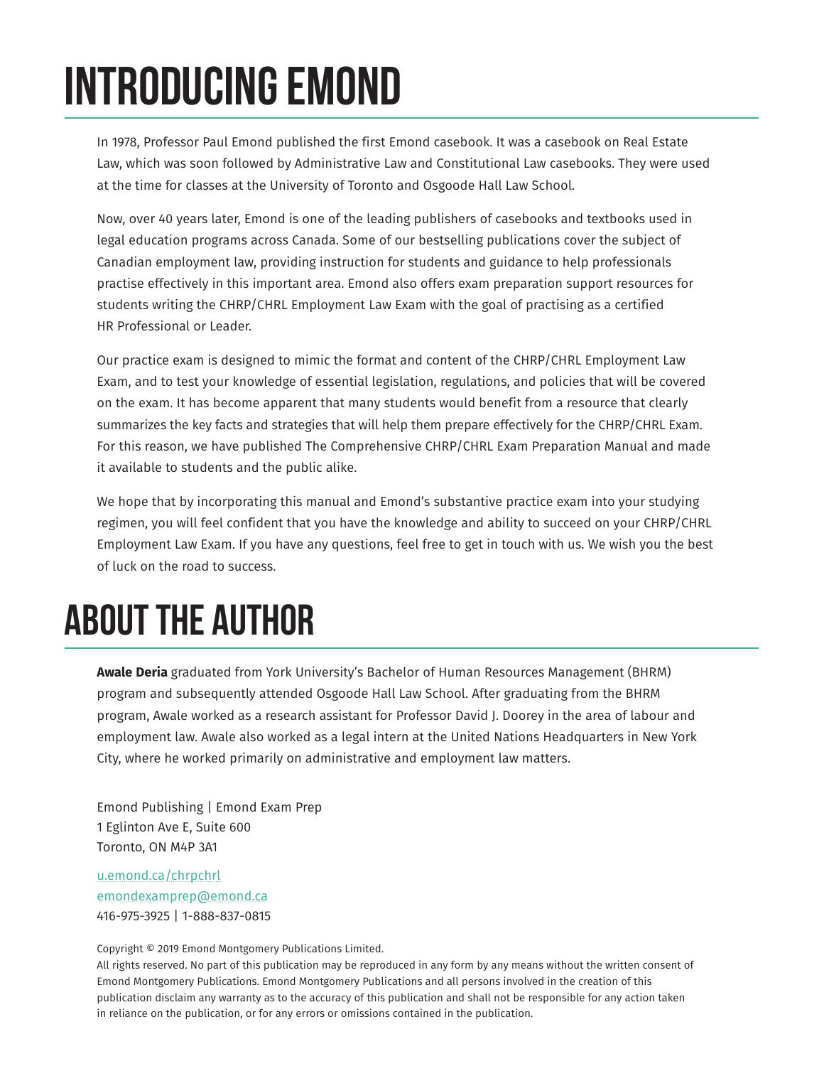# INTRODUCING EMOND

In 1978, Professor Paul Emond published the first Emond casebook. It was a casebook on Real Estate Law, which was soon followed by Administrative Law and Constitutional Law casebooks. They were used at the time for classes at the University of Toronto and Osgoode Hall Law School.

Now, over 40 years later, Emond is one of the leading publishers of casebooks and textbooks used in legal education programs across Canada. Some of our bestselling publications cover the subject of Canadian employment law, providing instruction for students and guidance to help professionals practise effectively in this important area. Emond also offers exam preparation support resources for students writing the CHRP/CHRL Employment Law Exam with the goal of practising as a certified HR Professional or Leader.

Our practice exam is designed to mimic the format and content of the CHRP/CHRL Employment Law Exam, and to test your knowledge of essential legislation, regulations, and policies that will be covered on the exam. It has become apparent that many students would benefit from a resource that clearly summarizes the key facts and strategies that will help them prepare effectively for the CHRP/CHRL Exam. For this reason, we have published The Comprehensive CHRP/CHRL Exam Preparation Manual and made it available to students and the public alike.

We hope that by incorporating this manual and Emond's substantive practice exam into your studying regimen, you will feel confident that you have the knowledge and ability to succeed on your CHRP/CHRL Employment Law Exam. If you have any questions, feel free to get in touch with us. We wish you the best of luck on the road to success.

# ABOUT THE AUTHOR

**Awale Deria** graduated from York University's Bachelor of Human Resources Management (BHRM) program and subsequently attended Osgoode Hall Law School. After graduating from the BHRM program, Awale worked as a research assistant for Professor David J. Doorey in the area of labour and employment law. Awale also worked as a legal intern at the United Nations Headquarters in New York City, where he worked primarily on administrative and employment law matters.

Emond Publishing | Emond Exam Prep
1 Eglinton Ave E, Suite 600
Toronto, ON M4P 3A1

u.emond.ca/chrpchrl
emondexamprep@emond.ca
416-975-3925 | 1-888-837-0815

Copyright © 2019 Emond Montgomery Publications Limited.
All rights reserved. No part of this publication may be reproduced in any form by any means without the written consent of Emond Montgomery Publications. Emond Montgomery Publications and all persons involved in the creation of this publication disclaim any warranty as to the accuracy of this publication and shall not be responsible for any action taken in reliance on the publication, or for any errors or omissions contained in the publication.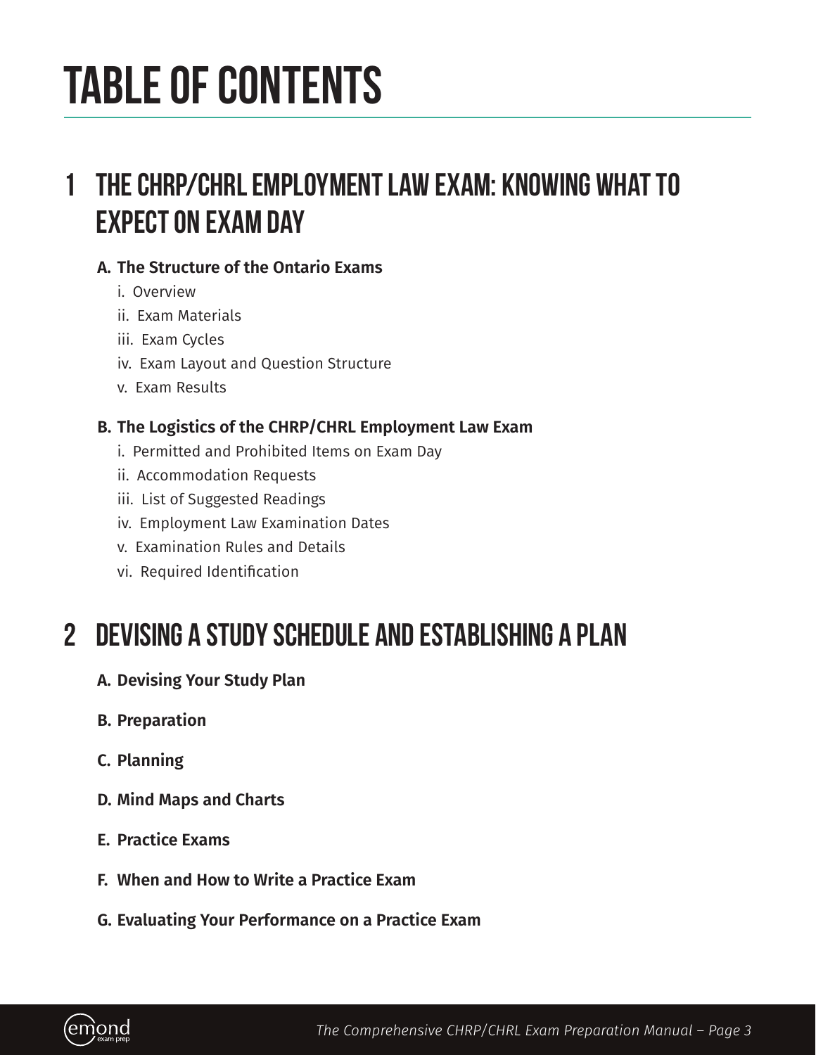# TABLE OF CONTENTS

## 1 THE CHRP/CHRL EMPLOYMENT LAW EXAM: KNOWING WHAT TO EXPECT ON EXAM DAY

**A. The Structure of the Ontario Exams**

i. Overview

ii. Exam Materials

iii. Exam Cycles

iv. Exam Layout and Question Structure

v. Exam Results

**B. The Logistics of the CHRP/CHRL Employment Law Exam**

i. Permitted and Prohibited Items on Exam Day

ii. Accommodation Requests

iii. List of Suggested Readings

iv. Employment Law Examination Dates

v. Examination Rules and Details

vi. Required Identification

## 2 DEVISING A STUDY SCHEDULE AND ESTABLISHING A PLAN

**A. Devising Your Study Plan**

**B. Preparation**

**C. Planning**

**D. Mind Maps and Charts**

**E. Practice Exams**

**F. When and How to Write a Practice Exam**

**G. Evaluating Your Performance on a Practice Exam**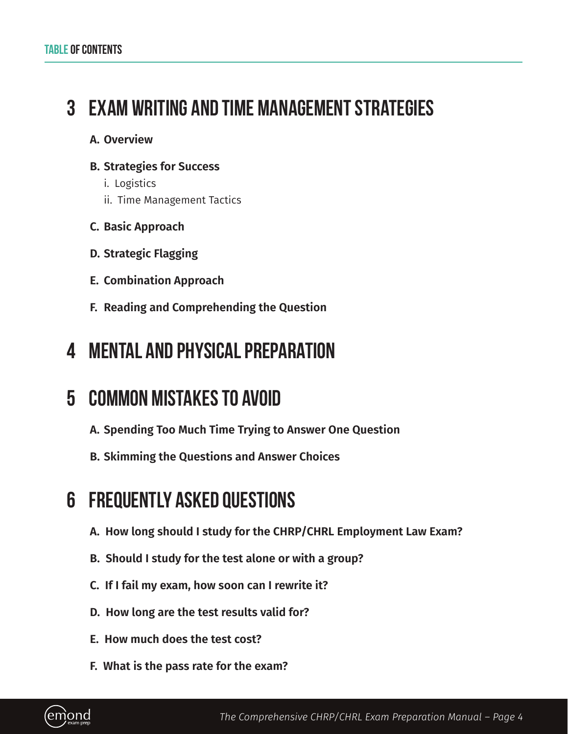## TABLE OF CONTENTS

# 3 EXAM WRITING AND TIME MANAGEMENT STRATEGIES

**A. Overview**

**B. Strategies for Success**

i. Logistics

ii. Time Management Tactics

**C. Basic Approach**

**D. Strategic Flagging**

**E. Combination Approach**

**F. Reading and Comprehending the Question**

# 4 MENTAL AND PHYSICAL PREPARATION

# 5 COMMON MISTAKES TO AVOID

**A. Spending Too Much Time Trying to Answer One Question**

**B. Skimming the Questions and Answer Choices**

# 6 FREQUENTLY ASKED QUESTIONS

**A. How long should I study for the CHRP/CHRL Employment Law Exam?**

**B. Should I study for the test alone or with a group?**

**C. If I fail my exam, how soon can I rewrite it?**

**D. How long are the test results valid for?**

**E. How much does the test cost?**

**F. What is the pass rate for the exam?**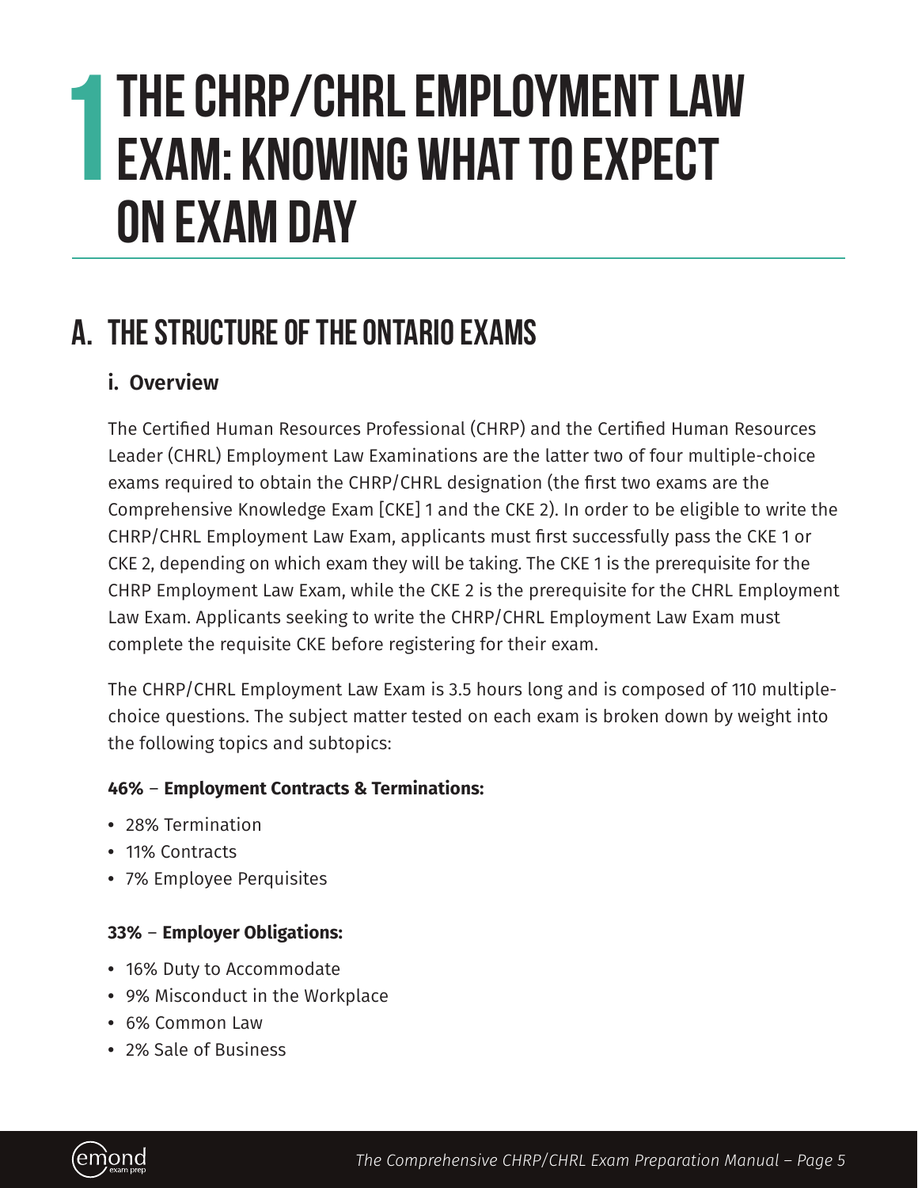# 1 THE CHRP/CHRL EMPLOYMENT LAW EXAM: KNOWING WHAT TO EXPECT ON EXAM DAY

## A. THE STRUCTURE OF THE ONTARIO EXAMS

### i. Overview

The Certified Human Resources Professional (CHRP) and the Certified Human Resources Leader (CHRL) Employment Law Examinations are the latter two of four multiple-choice exams required to obtain the CHRP/CHRL designation (the first two exams are the Comprehensive Knowledge Exam [CKE] 1 and the CKE 2). In order to be eligible to write the CHRP/CHRL Employment Law Exam, applicants must first successfully pass the CKE 1 or CKE 2, depending on which exam they will be taking. The CKE 1 is the prerequisite for the CHRP Employment Law Exam, while the CKE 2 is the prerequisite for the CHRL Employment Law Exam. Applicants seeking to write the CHRP/CHRL Employment Law Exam must complete the requisite CKE before registering for their exam.

The CHRP/CHRL Employment Law Exam is 3.5 hours long and is composed of 110 multiple-choice questions. The subject matter tested on each exam is broken down by weight into the following topics and subtopics:

**46% – Employment Contracts & Terminations:**

- 28% Termination
- 11% Contracts
- 7% Employee Perquisites

**33% – Employer Obligations:**

- 16% Duty to Accommodate
- 9% Misconduct in the Workplace
- 6% Common Law
- 2% Sale of Business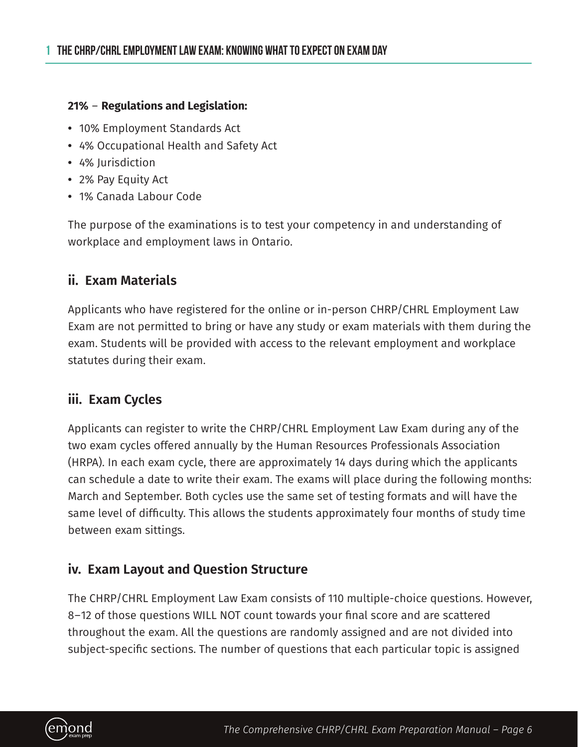**21% – Regulations and Legislation:**

- 10% Employment Standards Act
- 4% Occupational Health and Safety Act
- 4% Jurisdiction
- 2% Pay Equity Act
- 1% Canada Labour Code

The purpose of the examinations is to test your competency in and understanding of workplace and employment laws in Ontario.

## ii. Exam Materials

Applicants who have registered for the online or in-person CHRP/CHRL Employment Law Exam are not permitted to bring or have any study or exam materials with them during the exam. Students will be provided with access to the relevant employment and workplace statutes during their exam.

## iii. Exam Cycles

Applicants can register to write the CHRP/CHRL Employment Law Exam during any of the two exam cycles offered annually by the Human Resources Professionals Association (HRPA). In each exam cycle, there are approximately 14 days during which the applicants can schedule a date to write their exam. The exams will place during the following months: March and September. Both cycles use the same set of testing formats and will have the same level of difficulty. This allows the students approximately four months of study time between exam sittings.

## iv. Exam Layout and Question Structure

The CHRP/CHRL Employment Law Exam consists of 110 multiple-choice questions. However, 8–12 of those questions WILL NOT count towards your final score and are scattered throughout the exam. All the questions are randomly assigned and are not divided into subject-specific sections. The number of questions that each particular topic is assigned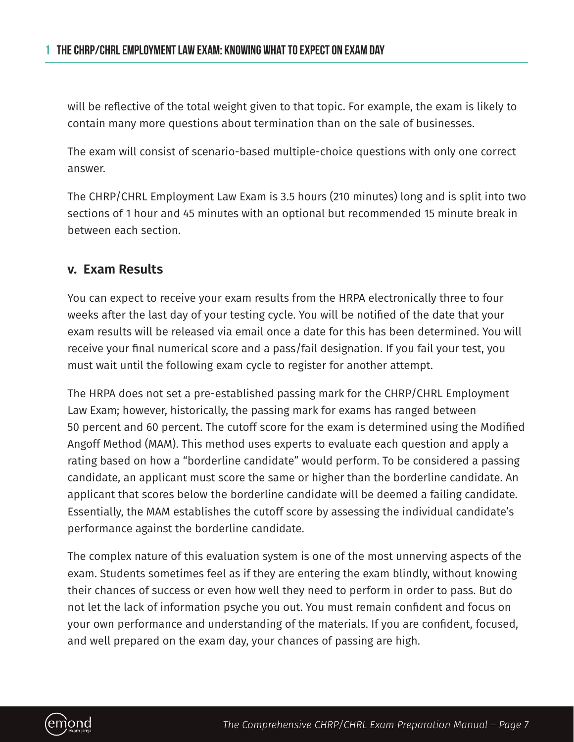will be reflective of the total weight given to that topic. For example, the exam is likely to contain many more questions about termination than on the sale of businesses.

The exam will consist of scenario-based multiple-choice questions with only one correct answer.

The CHRP/CHRL Employment Law Exam is 3.5 hours (210 minutes) long and is split into two sections of 1 hour and 45 minutes with an optional but recommended 15 minute break in between each section.

### v. Exam Results

You can expect to receive your exam results from the HRPA electronically three to four weeks after the last day of your testing cycle. You will be notified of the date that your exam results will be released via email once a date for this has been determined. You will receive your final numerical score and a pass/fail designation. If you fail your test, you must wait until the following exam cycle to register for another attempt.

The HRPA does not set a pre-established passing mark for the CHRP/CHRL Employment Law Exam; however, historically, the passing mark for exams has ranged between 50 percent and 60 percent. The cutoff score for the exam is determined using the Modified Angoff Method (MAM). This method uses experts to evaluate each question and apply a rating based on how a "borderline candidate" would perform. To be considered a passing candidate, an applicant must score the same or higher than the borderline candidate. An applicant that scores below the borderline candidate will be deemed a failing candidate. Essentially, the MAM establishes the cutoff score by assessing the individual candidate's performance against the borderline candidate.

The complex nature of this evaluation system is one of the most unnerving aspects of the exam. Students sometimes feel as if they are entering the exam blindly, without knowing their chances of success or even how well they need to perform in order to pass. But do not let the lack of information psyche you out. You must remain confident and focus on your own performance and understanding of the materials. If you are confident, focused, and well prepared on the exam day, your chances of passing are high.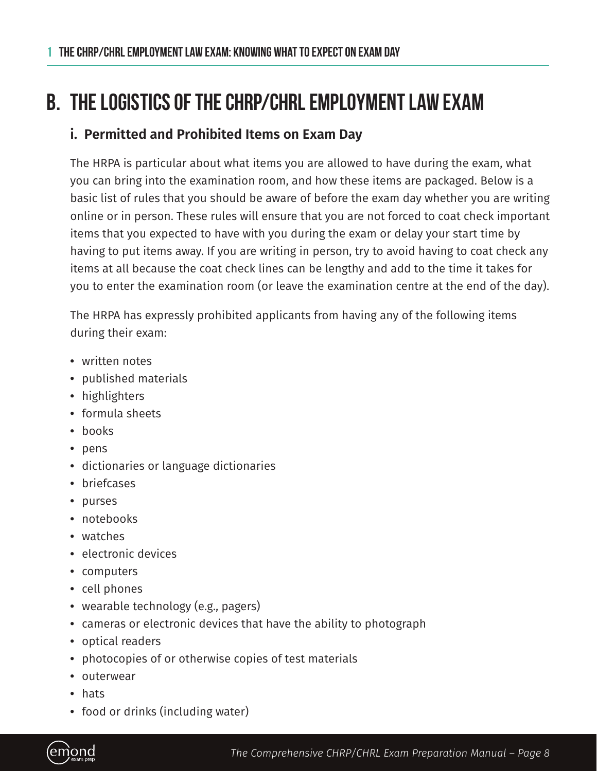## B. THE LOGISTICS OF THE CHRP/CHRL EMPLOYMENT LAW EXAM

### i. Permitted and Prohibited Items on Exam Day

The HRPA is particular about what items you are allowed to have during the exam, what you can bring into the examination room, and how these items are packaged. Below is a basic list of rules that you should be aware of before the exam day whether you are writing online or in person. These rules will ensure that you are not forced to coat check important items that you expected to have with you during the exam or delay your start time by having to put items away. If you are writing in person, try to avoid having to coat check any items at all because the coat check lines can be lengthy and add to the time it takes for you to enter the examination room (or leave the examination centre at the end of the day).

The HRPA has expressly prohibited applicants from having any of the following items during their exam:

- written notes
- published materials
- highlighters
- formula sheets
- books
- pens
- dictionaries or language dictionaries
- briefcases
- purses
- notebooks
- watches
- electronic devices
- computers
- cell phones
- wearable technology (e.g., pagers)
- cameras or electronic devices that have the ability to photograph
- optical readers
- photocopies of or otherwise copies of test materials
- outerwear
- hats
- food or drinks (including water)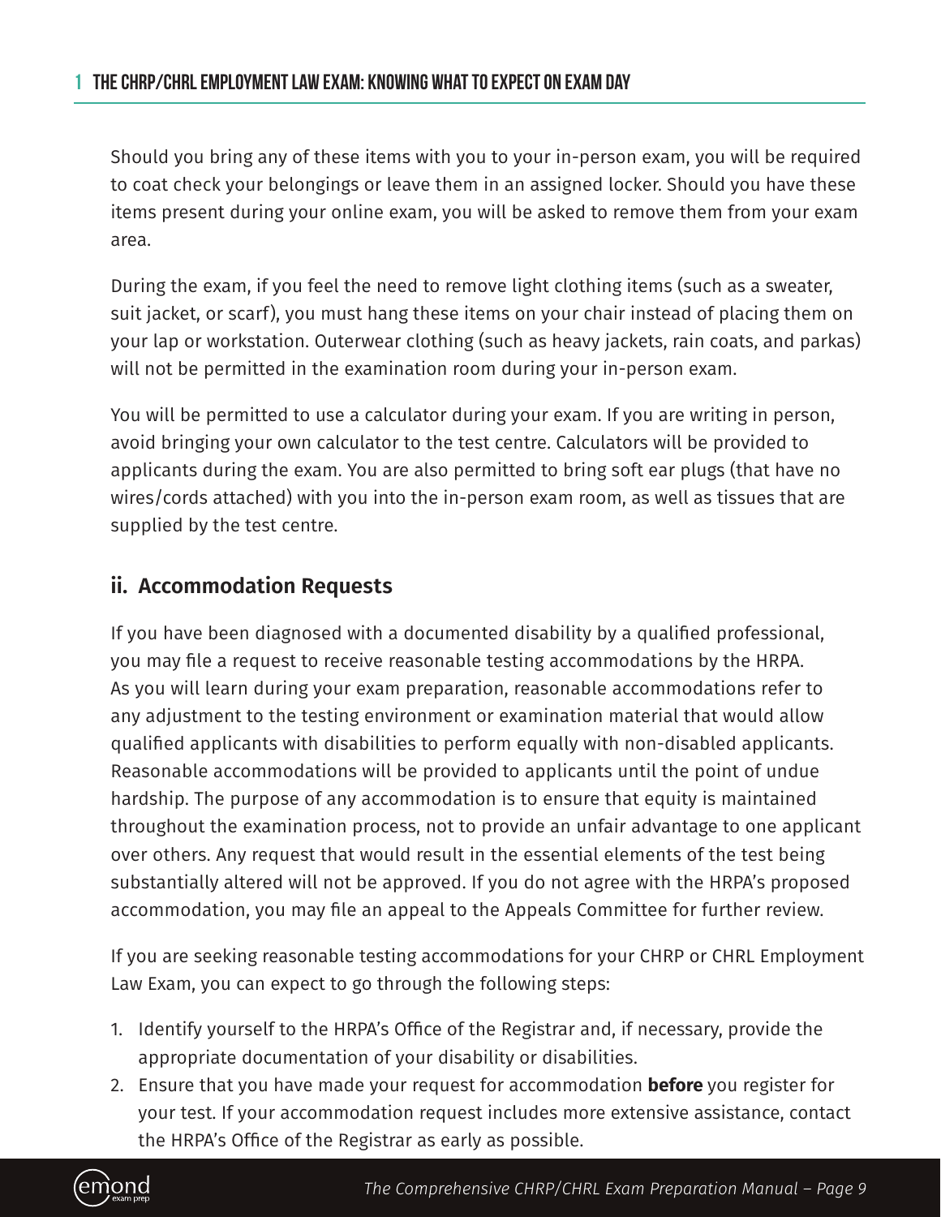Should you bring any of these items with you to your in-person exam, you will be required to coat check your belongings or leave them in an assigned locker. Should you have these items present during your online exam, you will be asked to remove them from your exam area.

During the exam, if you feel the need to remove light clothing items (such as a sweater, suit jacket, or scarf), you must hang these items on your chair instead of placing them on your lap or workstation. Outerwear clothing (such as heavy jackets, rain coats, and parkas) will not be permitted in the examination room during your in-person exam.

You will be permitted to use a calculator during your exam. If you are writing in person, avoid bringing your own calculator to the test centre. Calculators will be provided to applicants during the exam. You are also permitted to bring soft ear plugs (that have no wires/cords attached) with you into the in-person exam room, as well as tissues that are supplied by the test centre.

## ii. Accommodation Requests

If you have been diagnosed with a documented disability by a qualified professional, you may file a request to receive reasonable testing accommodations by the HRPA. As you will learn during your exam preparation, reasonable accommodations refer to any adjustment to the testing environment or examination material that would allow qualified applicants with disabilities to perform equally with non-disabled applicants. Reasonable accommodations will be provided to applicants until the point of undue hardship. The purpose of any accommodation is to ensure that equity is maintained throughout the examination process, not to provide an unfair advantage to one applicant over others. Any request that would result in the essential elements of the test being substantially altered will not be approved. If you do not agree with the HRPA's proposed accommodation, you may file an appeal to the Appeals Committee for further review.

If you are seeking reasonable testing accommodations for your CHRP or CHRL Employment Law Exam, you can expect to go through the following steps:

1. Identify yourself to the HRPA's Office of the Registrar and, if necessary, provide the appropriate documentation of your disability or disabilities.
2. Ensure that you have made your request for accommodation **before** you register for your test. If your accommodation request includes more extensive assistance, contact the HRPA's Office of the Registrar as early as possible.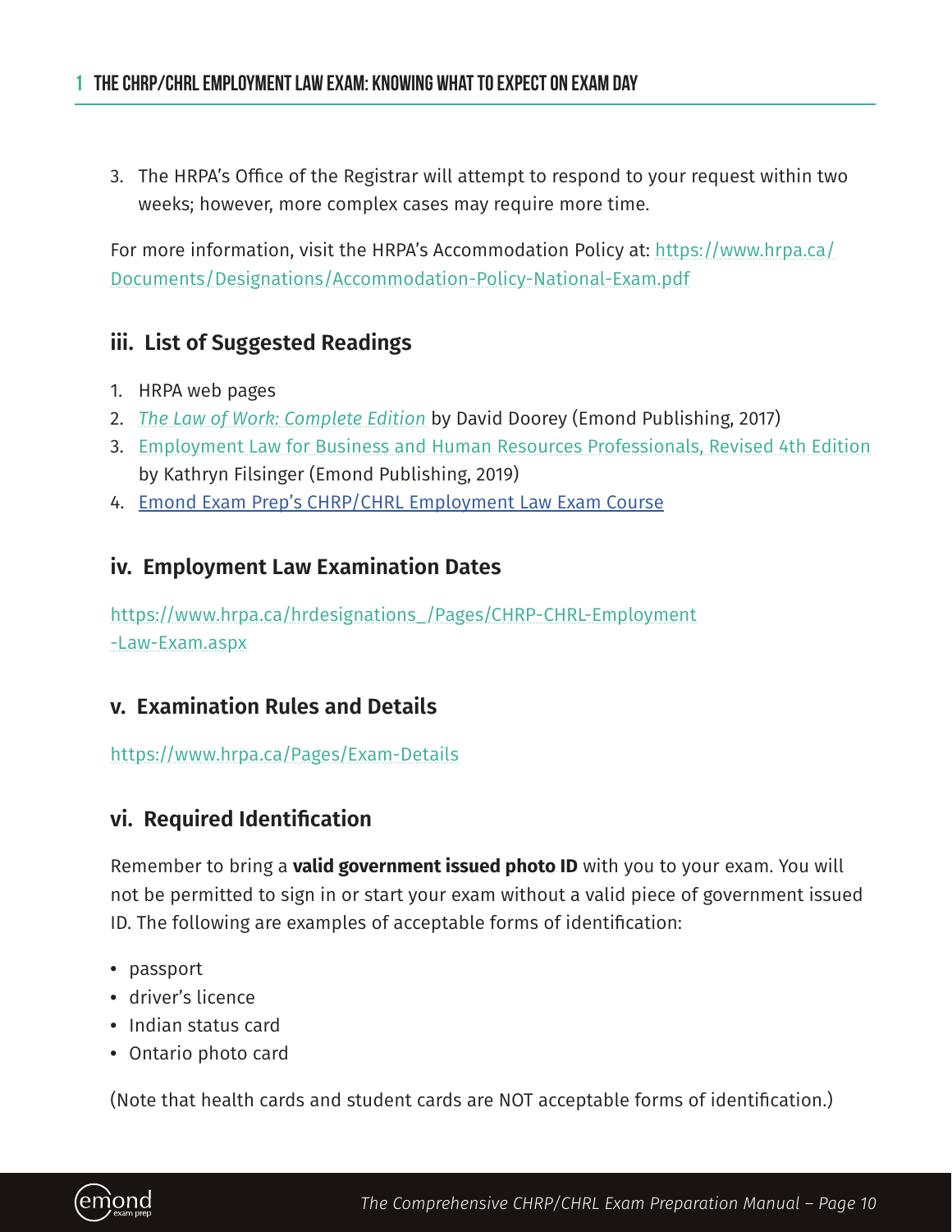3. The HRPA's Office of the Registrar will attempt to respond to your request within two weeks; however, more complex cases may require more time.

For more information, visit the HRPA's Accommodation Policy at: https://www.hrpa.ca/Documents/Designations/Accommodation-Policy-National-Exam.pdf

### iii. List of Suggested Readings

1. HRPA web pages
2. *The Law of Work: Complete Edition* by David Doorey (Emond Publishing, 2017)
3. Employment Law for Business and Human Resources Professionals, Revised 4th Edition by Kathryn Filsinger (Emond Publishing, 2019)
4. Emond Exam Prep's CHRP/CHRL Employment Law Exam Course

### iv. Employment Law Examination Dates

https://www.hrpa.ca/hrdesignations_/Pages/CHRP-CHRL-Employment-Law-Exam.aspx

### v. Examination Rules and Details

https://www.hrpa.ca/Pages/Exam-Details

### vi. Required Identification

Remember to bring a **valid government issued photo ID** with you to your exam. You will not be permitted to sign in or start your exam without a valid piece of government issued ID. The following are examples of acceptable forms of identification:

- passport
- driver's licence
- Indian status card
- Ontario photo card

(Note that health cards and student cards are NOT acceptable forms of identification.)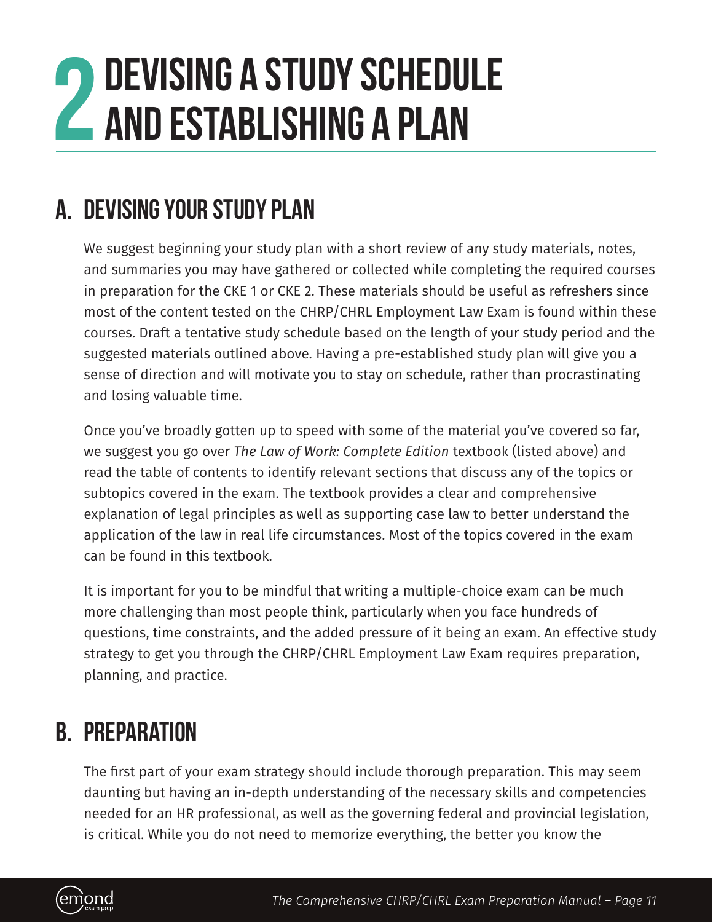# 2 DEVISING A STUDY SCHEDULE AND ESTABLISHING A PLAN

## A. DEVISING YOUR STUDY PLAN

We suggest beginning your study plan with a short review of any study materials, notes, and summaries you may have gathered or collected while completing the required courses in preparation for the CKE 1 or CKE 2. These materials should be useful as refreshers since most of the content tested on the CHRP/CHRL Employment Law Exam is found within these courses. Draft a tentative study schedule based on the length of your study period and the suggested materials outlined above. Having a pre-established study plan will give you a sense of direction and will motivate you to stay on schedule, rather than procrastinating and losing valuable time.

Once you've broadly gotten up to speed with some of the material you've covered so far, we suggest you go over *The Law of Work: Complete Edition* textbook (listed above) and read the table of contents to identify relevant sections that discuss any of the topics or subtopics covered in the exam. The textbook provides a clear and comprehensive explanation of legal principles as well as supporting case law to better understand the application of the law in real life circumstances. Most of the topics covered in the exam can be found in this textbook.

It is important for you to be mindful that writing a multiple-choice exam can be much more challenging than most people think, particularly when you face hundreds of questions, time constraints, and the added pressure of it being an exam. An effective study strategy to get you through the CHRP/CHRL Employment Law Exam requires preparation, planning, and practice.

## B. PREPARATION

The first part of your exam strategy should include thorough preparation. This may seem daunting but having an in-depth understanding of the necessary skills and competencies needed for an HR professional, as well as the governing federal and provincial legislation, is critical. While you do not need to memorize everything, the better you know the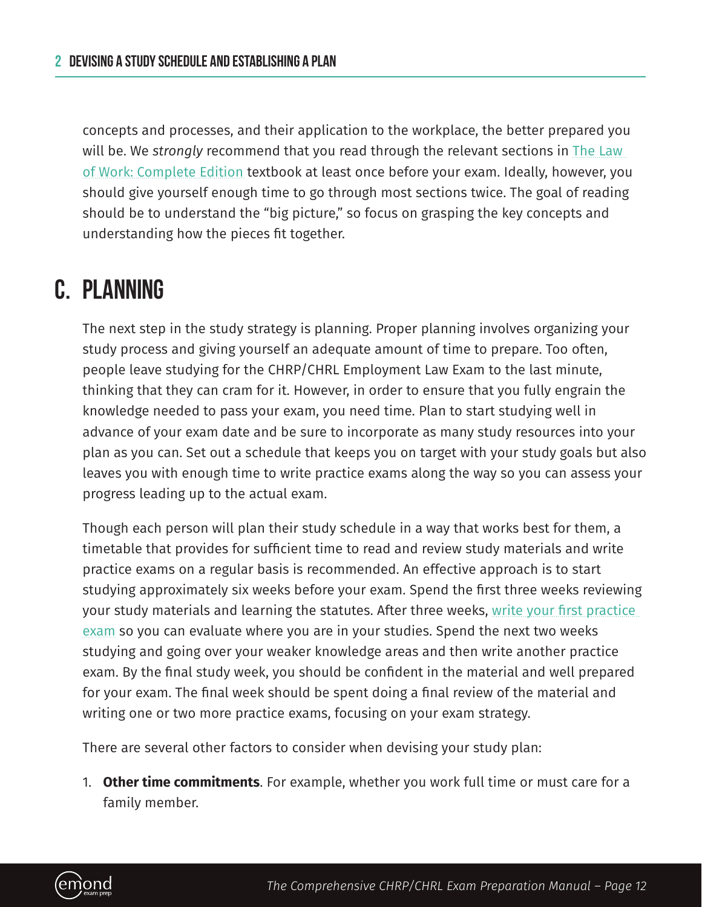concepts and processes, and their application to the workplace, the better prepared you will be. We *strongly* recommend that you read through the relevant sections in The Law of Work: Complete Edition textbook at least once before your exam. Ideally, however, you should give yourself enough time to go through most sections twice. The goal of reading should be to understand the "big picture," so focus on grasping the key concepts and understanding how the pieces fit together.

## C. PLANNING

The next step in the study strategy is planning. Proper planning involves organizing your study process and giving yourself an adequate amount of time to prepare. Too often, people leave studying for the CHRP/CHRL Employment Law Exam to the last minute, thinking that they can cram for it. However, in order to ensure that you fully engrain the knowledge needed to pass your exam, you need time. Plan to start studying well in advance of your exam date and be sure to incorporate as many study resources into your plan as you can. Set out a schedule that keeps you on target with your study goals but also leaves you with enough time to write practice exams along the way so you can assess your progress leading up to the actual exam.

Though each person will plan their study schedule in a way that works best for them, a timetable that provides for sufficient time to read and review study materials and write practice exams on a regular basis is recommended. An effective approach is to start studying approximately six weeks before your exam. Spend the first three weeks reviewing your study materials and learning the statutes. After three weeks, write your first practice exam so you can evaluate where you are in your studies. Spend the next two weeks studying and going over your weaker knowledge areas and then write another practice exam. By the final study week, you should be confident in the material and well prepared for your exam. The final week should be spent doing a final review of the material and writing one or two more practice exams, focusing on your exam strategy.

There are several other factors to consider when devising your study plan:

1. **Other time commitments**. For example, whether you work full time or must care for a family member.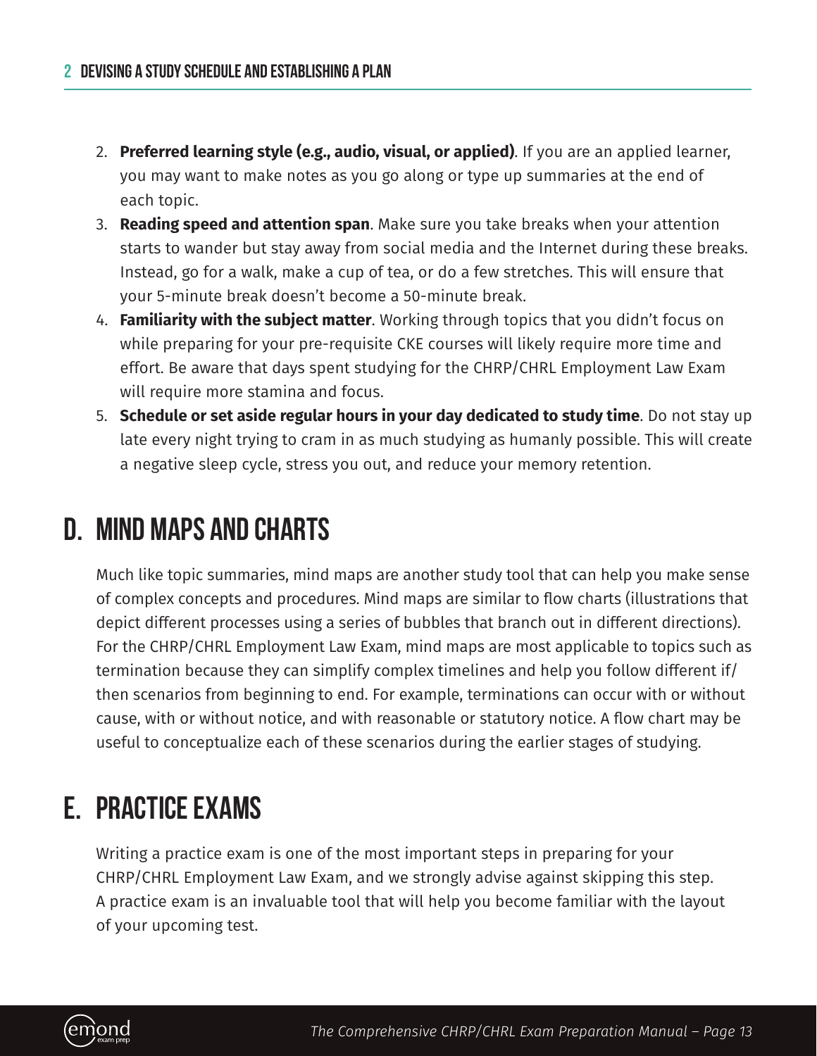2. **Preferred learning style (e.g., audio, visual, or applied)**. If you are an applied learner, you may want to make notes as you go along or type up summaries at the end of each topic.
3. **Reading speed and attention span**. Make sure you take breaks when your attention starts to wander but stay away from social media and the Internet during these breaks. Instead, go for a walk, make a cup of tea, or do a few stretches. This will ensure that your 5-minute break doesn't become a 50-minute break.
4. **Familiarity with the subject matter**. Working through topics that you didn't focus on while preparing for your pre-requisite CKE courses will likely require more time and effort. Be aware that days spent studying for the CHRP/CHRL Employment Law Exam will require more stamina and focus.
5. **Schedule or set aside regular hours in your day dedicated to study time**. Do not stay up late every night trying to cram in as much studying as humanly possible. This will create a negative sleep cycle, stress you out, and reduce your memory retention.

## D. Mind Maps and Charts

Much like topic summaries, mind maps are another study tool that can help you make sense of complex concepts and procedures. Mind maps are similar to flow charts (illustrations that depict different processes using a series of bubbles that branch out in different directions). For the CHRP/CHRL Employment Law Exam, mind maps are most applicable to topics such as termination because they can simplify complex timelines and help you follow different if/then scenarios from beginning to end. For example, terminations can occur with or without cause, with or without notice, and with reasonable or statutory notice. A flow chart may be useful to conceptualize each of these scenarios during the earlier stages of studying.

## E. Practice Exams

Writing a practice exam is one of the most important steps in preparing for your CHRP/CHRL Employment Law Exam, and we strongly advise against skipping this step. A practice exam is an invaluable tool that will help you become familiar with the layout of your upcoming test.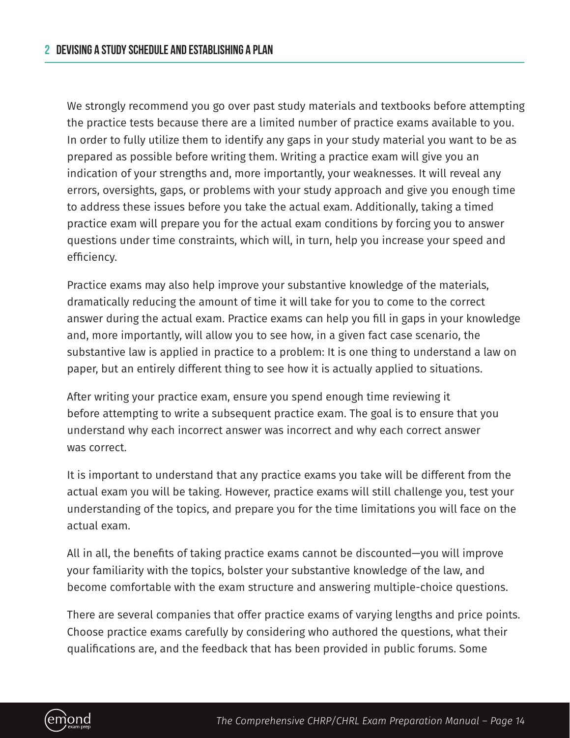We strongly recommend you go over past study materials and textbooks before attempting the practice tests because there are a limited number of practice exams available to you. In order to fully utilize them to identify any gaps in your study material you want to be as prepared as possible before writing them. Writing a practice exam will give you an indication of your strengths and, more importantly, your weaknesses. It will reveal any errors, oversights, gaps, or problems with your study approach and give you enough time to address these issues before you take the actual exam. Additionally, taking a timed practice exam will prepare you for the actual exam conditions by forcing you to answer questions under time constraints, which will, in turn, help you increase your speed and efficiency.

Practice exams may also help improve your substantive knowledge of the materials, dramatically reducing the amount of time it will take for you to come to the correct answer during the actual exam. Practice exams can help you fill in gaps in your knowledge and, more importantly, will allow you to see how, in a given fact case scenario, the substantive law is applied in practice to a problem: It is one thing to understand a law on paper, but an entirely different thing to see how it is actually applied to situations.

After writing your practice exam, ensure you spend enough time reviewing it before attempting to write a subsequent practice exam. The goal is to ensure that you understand why each incorrect answer was incorrect and why each correct answer was correct.

It is important to understand that any practice exams you take will be different from the actual exam you will be taking. However, practice exams will still challenge you, test your understanding of the topics, and prepare you for the time limitations you will face on the actual exam.

All in all, the benefits of taking practice exams cannot be discounted—you will improve your familiarity with the topics, bolster your substantive knowledge of the law, and become comfortable with the exam structure and answering multiple-choice questions.

There are several companies that offer practice exams of varying lengths and price points. Choose practice exams carefully by considering who authored the questions, what their qualifications are, and the feedback that has been provided in public forums. Some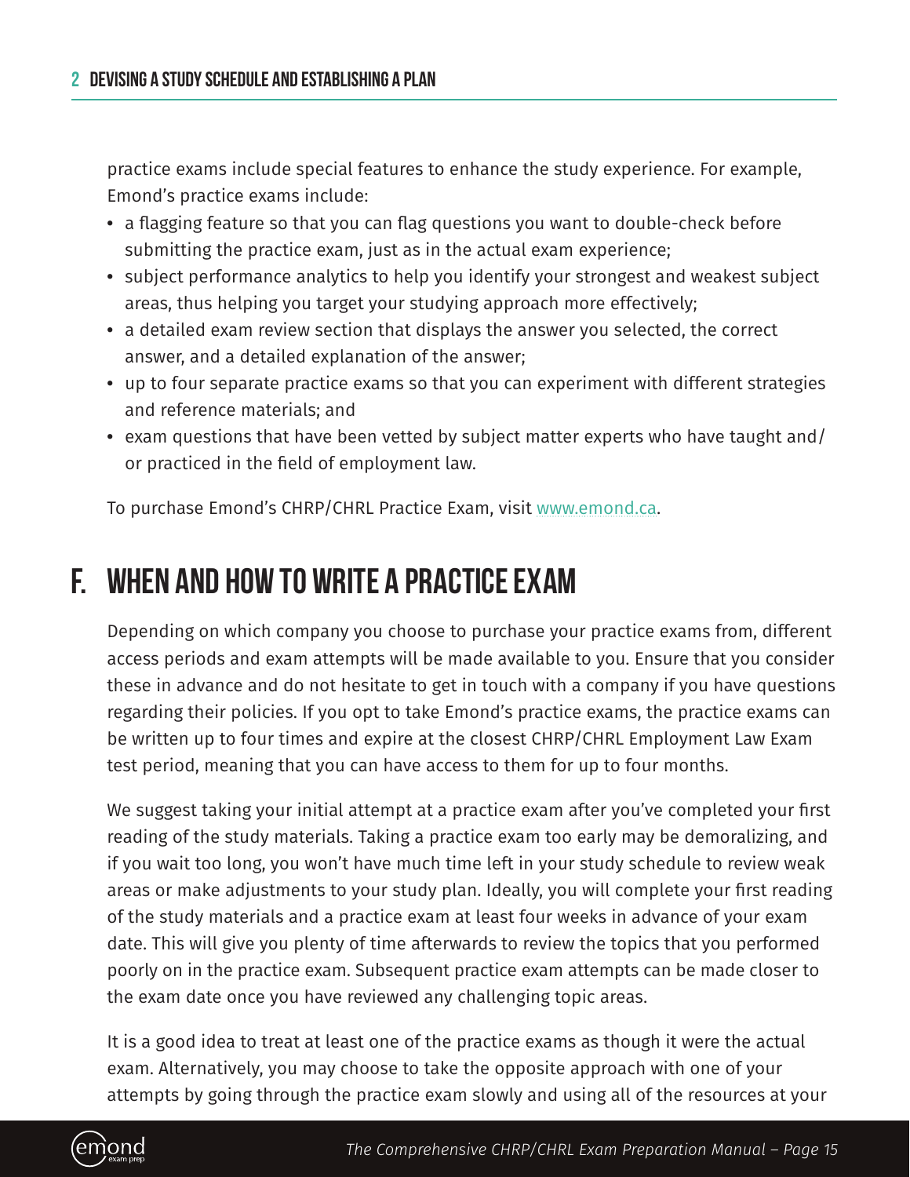practice exams include special features to enhance the study experience. For example, Emond's practice exams include:

- a flagging feature so that you can flag questions you want to double-check before submitting the practice exam, just as in the actual exam experience;
- subject performance analytics to help you identify your strongest and weakest subject areas, thus helping you target your studying approach more effectively;
- a detailed exam review section that displays the answer you selected, the correct answer, and a detailed explanation of the answer;
- up to four separate practice exams so that you can experiment with different strategies and reference materials; and
- exam questions that have been vetted by subject matter experts who have taught and/or practiced in the field of employment law.

To purchase Emond's CHRP/CHRL Practice Exam, visit www.emond.ca.

## F. When and How to Write a Practice Exam

Depending on which company you choose to purchase your practice exams from, different access periods and exam attempts will be made available to you. Ensure that you consider these in advance and do not hesitate to get in touch with a company if you have questions regarding their policies. If you opt to take Emond's practice exams, the practice exams can be written up to four times and expire at the closest CHRP/CHRL Employment Law Exam test period, meaning that you can have access to them for up to four months.

We suggest taking your initial attempt at a practice exam after you've completed your first reading of the study materials. Taking a practice exam too early may be demoralizing, and if you wait too long, you won't have much time left in your study schedule to review weak areas or make adjustments to your study plan. Ideally, you will complete your first reading of the study materials and a practice exam at least four weeks in advance of your exam date. This will give you plenty of time afterwards to review the topics that you performed poorly on in the practice exam. Subsequent practice exam attempts can be made closer to the exam date once you have reviewed any challenging topic areas.

It is a good idea to treat at least one of the practice exams as though it were the actual exam. Alternatively, you may choose to take the opposite approach with one of your attempts by going through the practice exam slowly and using all of the resources at your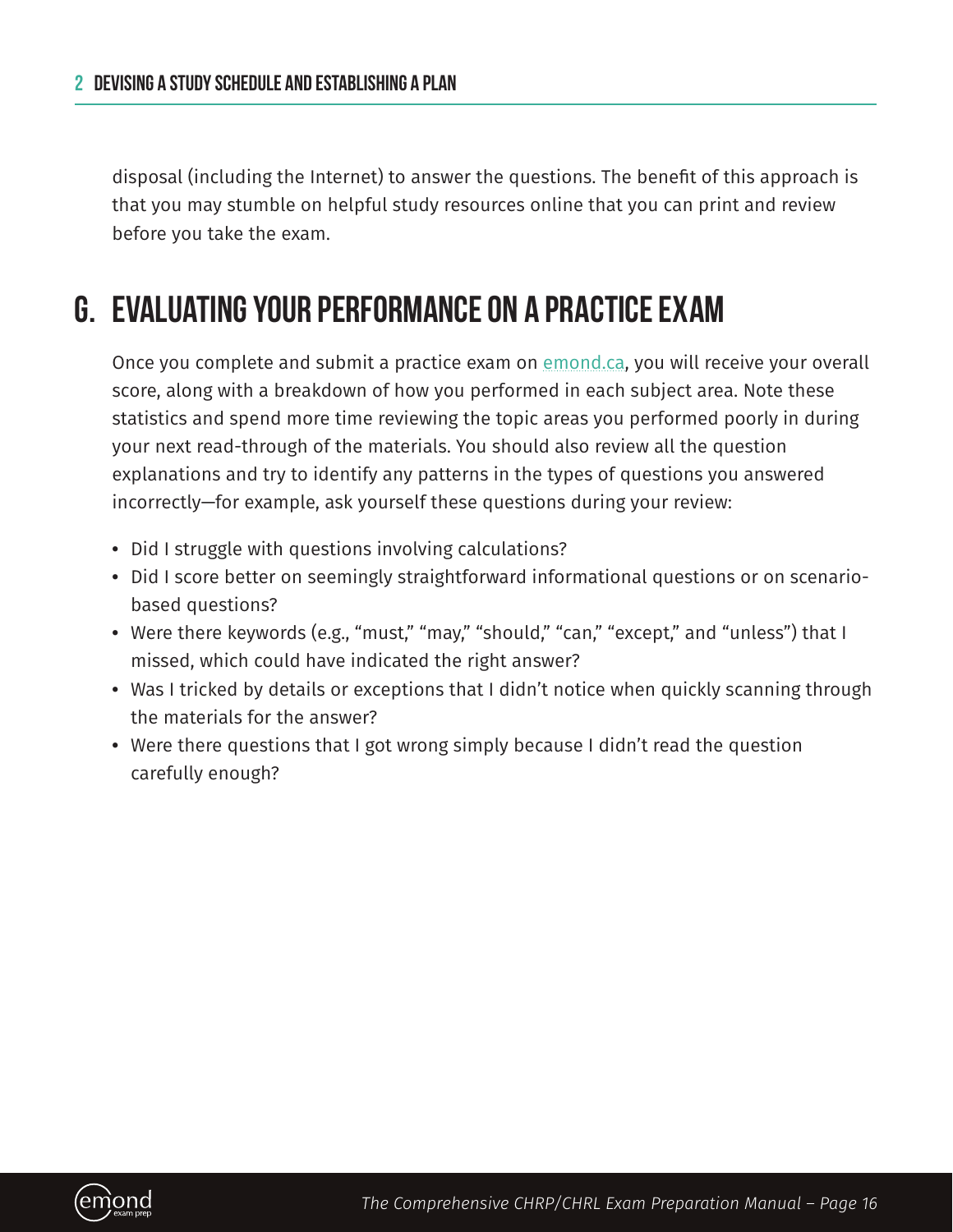disposal (including the Internet) to answer the questions. The benefit of this approach is that you may stumble on helpful study resources online that you can print and review before you take the exam.

## G. Evaluating Your Performance on a Practice Exam

Once you complete and submit a practice exam on emond.ca, you will receive your overall score, along with a breakdown of how you performed in each subject area. Note these statistics and spend more time reviewing the topic areas you performed poorly in during your next read-through of the materials. You should also review all the question explanations and try to identify any patterns in the types of questions you answered incorrectly—for example, ask yourself these questions during your review:

- Did I struggle with questions involving calculations?
- Did I score better on seemingly straightforward informational questions or on scenario-based questions?
- Were there keywords (e.g., "must," "may," "should," "can," "except," and "unless") that I missed, which could have indicated the right answer?
- Was I tricked by details or exceptions that I didn't notice when quickly scanning through the materials for the answer?
- Were there questions that I got wrong simply because I didn't read the question carefully enough?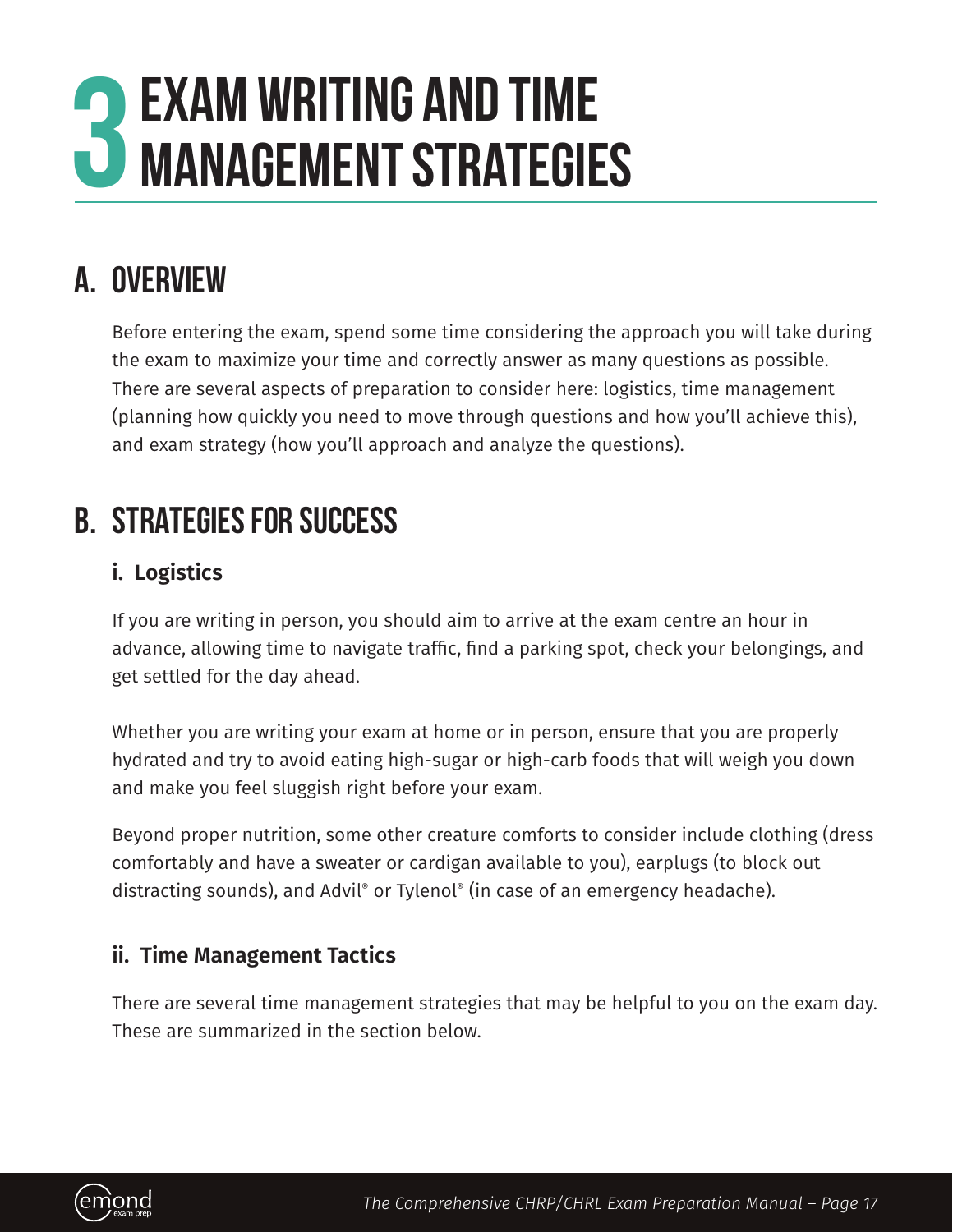# 3 EXAM WRITING AND TIME MANAGEMENT STRATEGIES

## A. OVERVIEW

Before entering the exam, spend some time considering the approach you will take during the exam to maximize your time and correctly answer as many questions as possible. There are several aspects of preparation to consider here: logistics, time management (planning how quickly you need to move through questions and how you'll achieve this), and exam strategy (how you'll approach and analyze the questions).

## B. STRATEGIES FOR SUCCESS

### i. Logistics

If you are writing in person, you should aim to arrive at the exam centre an hour in advance, allowing time to navigate traffic, find a parking spot, check your belongings, and get settled for the day ahead.

Whether you are writing your exam at home or in person, ensure that you are properly hydrated and try to avoid eating high-sugar or high-carb foods that will weigh you down and make you feel sluggish right before your exam.

Beyond proper nutrition, some other creature comforts to consider include clothing (dress comfortably and have a sweater or cardigan available to you), earplugs (to block out distracting sounds), and Advil® or Tylenol® (in case of an emergency headache).

### ii. Time Management Tactics

There are several time management strategies that may be helpful to you on the exam day. These are summarized in the section below.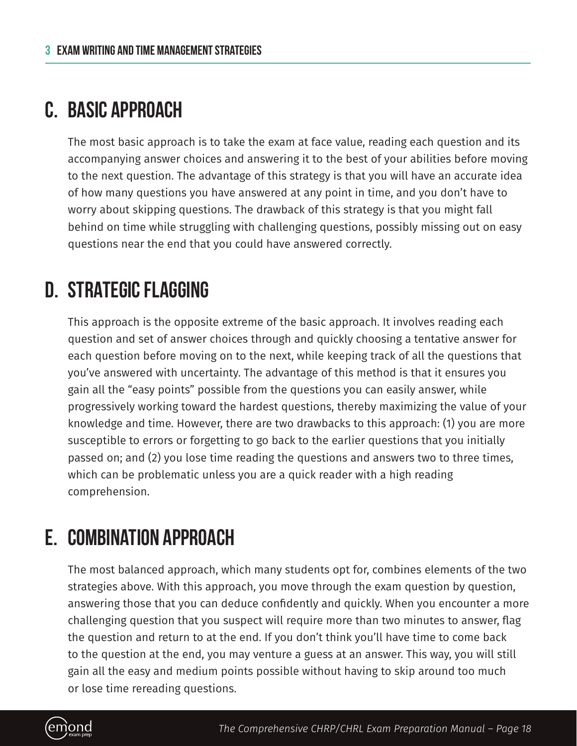## C. Basic Approach

The most basic approach is to take the exam at face value, reading each question and its accompanying answer choices and answering it to the best of your abilities before moving to the next question. The advantage of this strategy is that you will have an accurate idea of how many questions you have answered at any point in time, and you don't have to worry about skipping questions. The drawback of this strategy is that you might fall behind on time while struggling with challenging questions, possibly missing out on easy questions near the end that you could have answered correctly.

## D. Strategic Flagging

This approach is the opposite extreme of the basic approach. It involves reading each question and set of answer choices through and quickly choosing a tentative answer for each question before moving on to the next, while keeping track of all the questions that you've answered with uncertainty. The advantage of this method is that it ensures you gain all the "easy points" possible from the questions you can easily answer, while progressively working toward the hardest questions, thereby maximizing the value of your knowledge and time. However, there are two drawbacks to this approach: (1) you are more susceptible to errors or forgetting to go back to the earlier questions that you initially passed on; and (2) you lose time reading the questions and answers two to three times, which can be problematic unless you are a quick reader with a high reading comprehension.

## E. Combination Approach

The most balanced approach, which many students opt for, combines elements of the two strategies above. With this approach, you move through the exam question by question, answering those that you can deduce confidently and quickly. When you encounter a more challenging question that you suspect will require more than two minutes to answer, flag the question and return to at the end. If you don't think you'll have time to come back to the question at the end, you may venture a guess at an answer. This way, you will still gain all the easy and medium points possible without having to skip around too much or lose time rereading questions.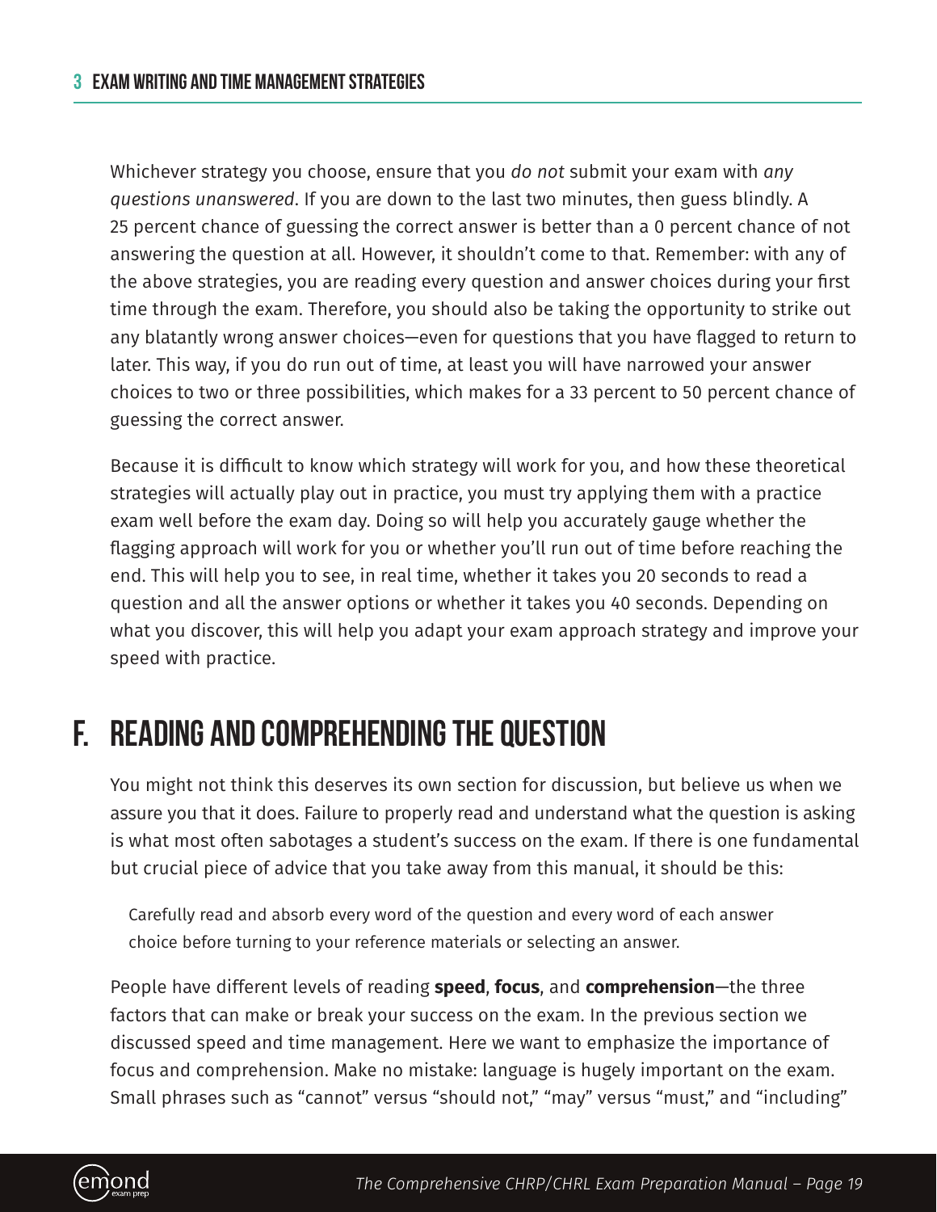Whichever strategy you choose, ensure that you *do not* submit your exam with *any questions unanswered*. If you are down to the last two minutes, then guess blindly. A 25 percent chance of guessing the correct answer is better than a 0 percent chance of not answering the question at all. However, it shouldn't come to that. Remember: with any of the above strategies, you are reading every question and answer choices during your first time through the exam. Therefore, you should also be taking the opportunity to strike out any blatantly wrong answer choices—even for questions that you have flagged to return to later. This way, if you do run out of time, at least you will have narrowed your answer choices to two or three possibilities, which makes for a 33 percent to 50 percent chance of guessing the correct answer.

Because it is difficult to know which strategy will work for you, and how these theoretical strategies will actually play out in practice, you must try applying them with a practice exam well before the exam day. Doing so will help you accurately gauge whether the flagging approach will work for you or whether you'll run out of time before reaching the end. This will help you to see, in real time, whether it takes you 20 seconds to read a question and all the answer options or whether it takes you 40 seconds. Depending on what you discover, this will help you adapt your exam approach strategy and improve your speed with practice.

## F. Reading and Comprehending the Question

You might not think this deserves its own section for discussion, but believe us when we assure you that it does. Failure to properly read and understand what the question is asking is what most often sabotages a student's success on the exam. If there is one fundamental but crucial piece of advice that you take away from this manual, it should be this:

> Carefully read and absorb every word of the question and every word of each answer choice before turning to your reference materials or selecting an answer.

People have different levels of reading **speed**, **focus**, and **comprehension**—the three factors that can make or break your success on the exam. In the previous section we discussed speed and time management. Here we want to emphasize the importance of focus and comprehension. Make no mistake: language is hugely important on the exam. Small phrases such as "cannot" versus "should not," "may" versus "must," and "including"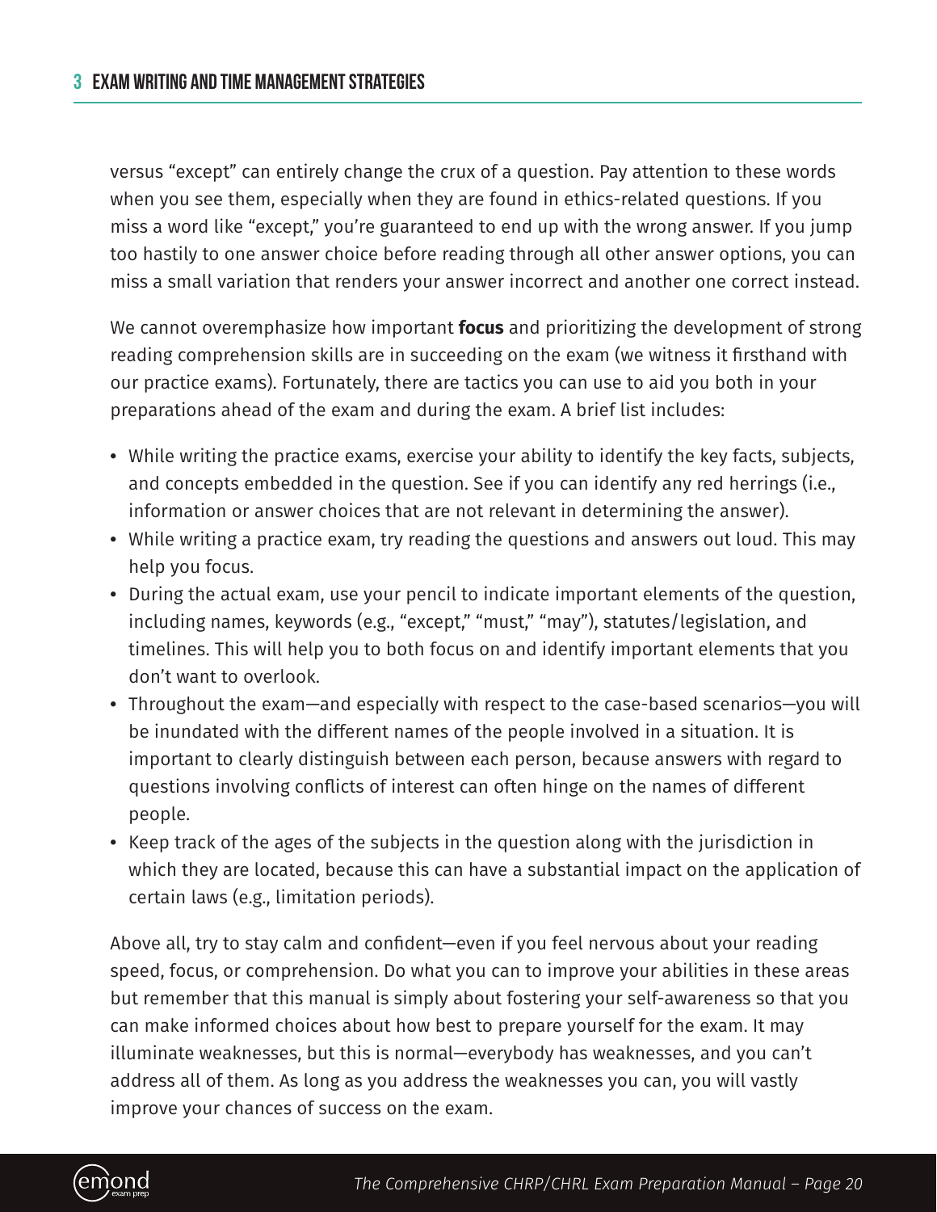versus "except" can entirely change the crux of a question. Pay attention to these words when you see them, especially when they are found in ethics-related questions. If you miss a word like "except," you're guaranteed to end up with the wrong answer. If you jump too hastily to one answer choice before reading through all other answer options, you can miss a small variation that renders your answer incorrect and another one correct instead.

We cannot overemphasize how important **focus** and prioritizing the development of strong reading comprehension skills are in succeeding on the exam (we witness it firsthand with our practice exams). Fortunately, there are tactics you can use to aid you both in your preparations ahead of the exam and during the exam. A brief list includes:

- While writing the practice exams, exercise your ability to identify the key facts, subjects, and concepts embedded in the question. See if you can identify any red herrings (i.e., information or answer choices that are not relevant in determining the answer).
- While writing a practice exam, try reading the questions and answers out loud. This may help you focus.
- During the actual exam, use your pencil to indicate important elements of the question, including names, keywords (e.g., "except," "must," "may"), statutes/legislation, and timelines. This will help you to both focus on and identify important elements that you don't want to overlook.
- Throughout the exam—and especially with respect to the case-based scenarios—you will be inundated with the different names of the people involved in a situation. It is important to clearly distinguish between each person, because answers with regard to questions involving conflicts of interest can often hinge on the names of different people.
- Keep track of the ages of the subjects in the question along with the jurisdiction in which they are located, because this can have a substantial impact on the application of certain laws (e.g., limitation periods).

Above all, try to stay calm and confident—even if you feel nervous about your reading speed, focus, or comprehension. Do what you can to improve your abilities in these areas but remember that this manual is simply about fostering your self-awareness so that you can make informed choices about how best to prepare yourself for the exam. It may illuminate weaknesses, but this is normal—everybody has weaknesses, and you can't address all of them. As long as you address the weaknesses you can, you will vastly improve your chances of success on the exam.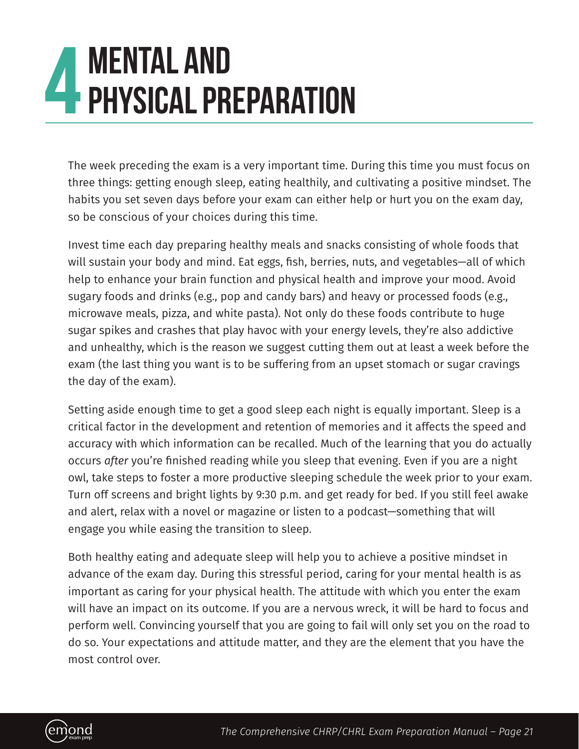# 4 MENTAL AND PHYSICAL PREPARATION

The week preceding the exam is a very important time. During this time you must focus on three things: getting enough sleep, eating healthily, and cultivating a positive mindset. The habits you set seven days before your exam can either help or hurt you on the exam day, so be conscious of your choices during this time.

Invest time each day preparing healthy meals and snacks consisting of whole foods that will sustain your body and mind. Eat eggs, fish, berries, nuts, and vegetables—all of which help to enhance your brain function and physical health and improve your mood. Avoid sugary foods and drinks (e.g., pop and candy bars) and heavy or processed foods (e.g., microwave meals, pizza, and white pasta). Not only do these foods contribute to huge sugar spikes and crashes that play havoc with your energy levels, they're also addictive and unhealthy, which is the reason we suggest cutting them out at least a week before the exam (the last thing you want is to be suffering from an upset stomach or sugar cravings the day of the exam).

Setting aside enough time to get a good sleep each night is equally important. Sleep is a critical factor in the development and retention of memories and it affects the speed and accuracy with which information can be recalled. Much of the learning that you do actually occurs *after* you're finished reading while you sleep that evening. Even if you are a night owl, take steps to foster a more productive sleeping schedule the week prior to your exam. Turn off screens and bright lights by 9:30 p.m. and get ready for bed. If you still feel awake and alert, relax with a novel or magazine or listen to a podcast—something that will engage you while easing the transition to sleep.

Both healthy eating and adequate sleep will help you to achieve a positive mindset in advance of the exam day. During this stressful period, caring for your mental health is as important as caring for your physical health. The attitude with which you enter the exam will have an impact on its outcome. If you are a nervous wreck, it will be hard to focus and perform well. Convincing yourself that you are going to fail will only set you on the road to do so. Your expectations and attitude matter, and they are the element that you have the most control over.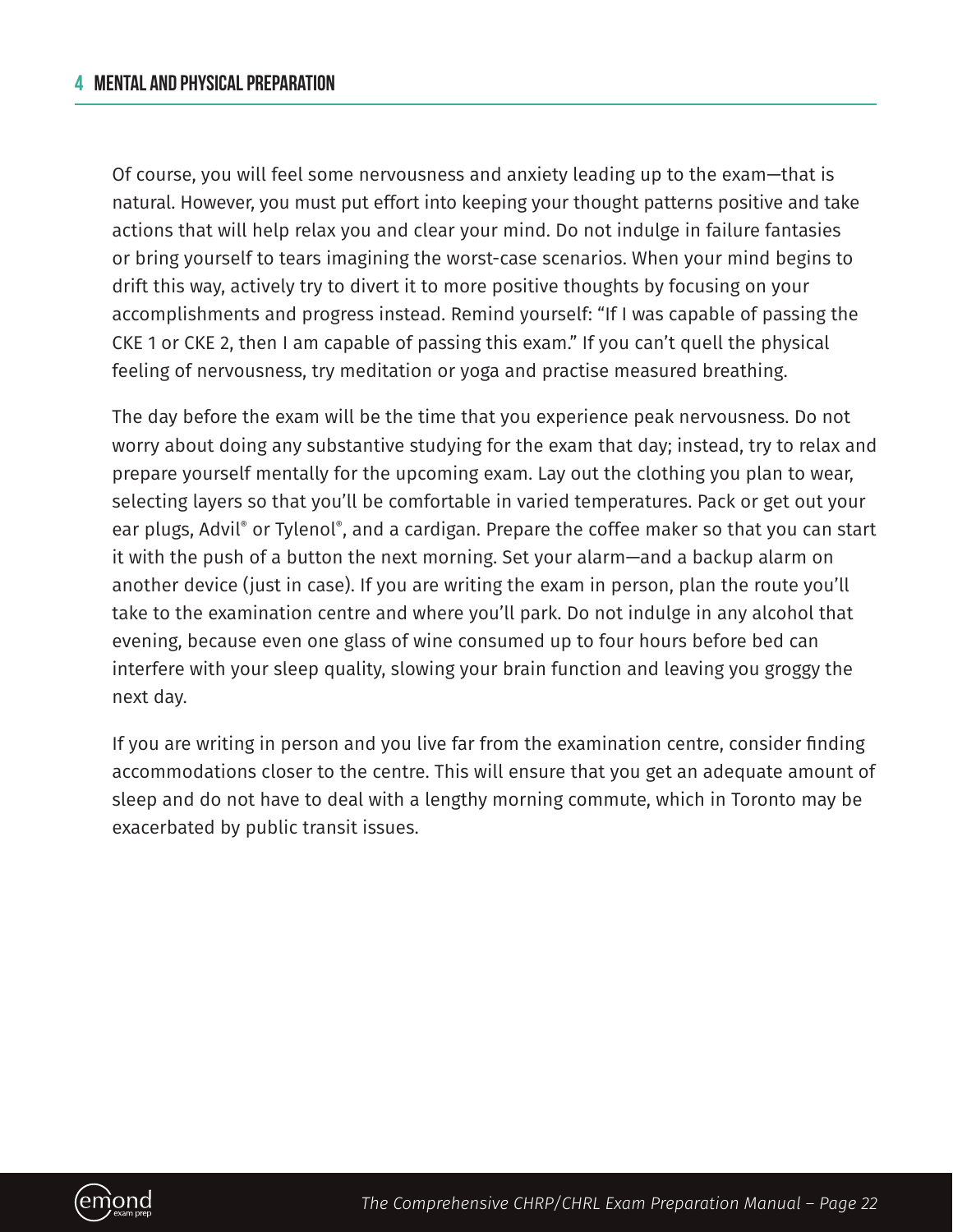Of course, you will feel some nervousness and anxiety leading up to the exam—that is natural. However, you must put effort into keeping your thought patterns positive and take actions that will help relax you and clear your mind. Do not indulge in failure fantasies or bring yourself to tears imagining the worst-case scenarios. When your mind begins to drift this way, actively try to divert it to more positive thoughts by focusing on your accomplishments and progress instead. Remind yourself: "If I was capable of passing the CKE 1 or CKE 2, then I am capable of passing this exam." If you can't quell the physical feeling of nervousness, try meditation or yoga and practise measured breathing.

The day before the exam will be the time that you experience peak nervousness. Do not worry about doing any substantive studying for the exam that day; instead, try to relax and prepare yourself mentally for the upcoming exam. Lay out the clothing you plan to wear, selecting layers so that you'll be comfortable in varied temperatures. Pack or get out your ear plugs, Advil® or Tylenol®, and a cardigan. Prepare the coffee maker so that you can start it with the push of a button the next morning. Set your alarm—and a backup alarm on another device (just in case). If you are writing the exam in person, plan the route you'll take to the examination centre and where you'll park. Do not indulge in any alcohol that evening, because even one glass of wine consumed up to four hours before bed can interfere with your sleep quality, slowing your brain function and leaving you groggy the next day.

If you are writing in person and you live far from the examination centre, consider finding accommodations closer to the centre. This will ensure that you get an adequate amount of sleep and do not have to deal with a lengthy morning commute, which in Toronto may be exacerbated by public transit issues.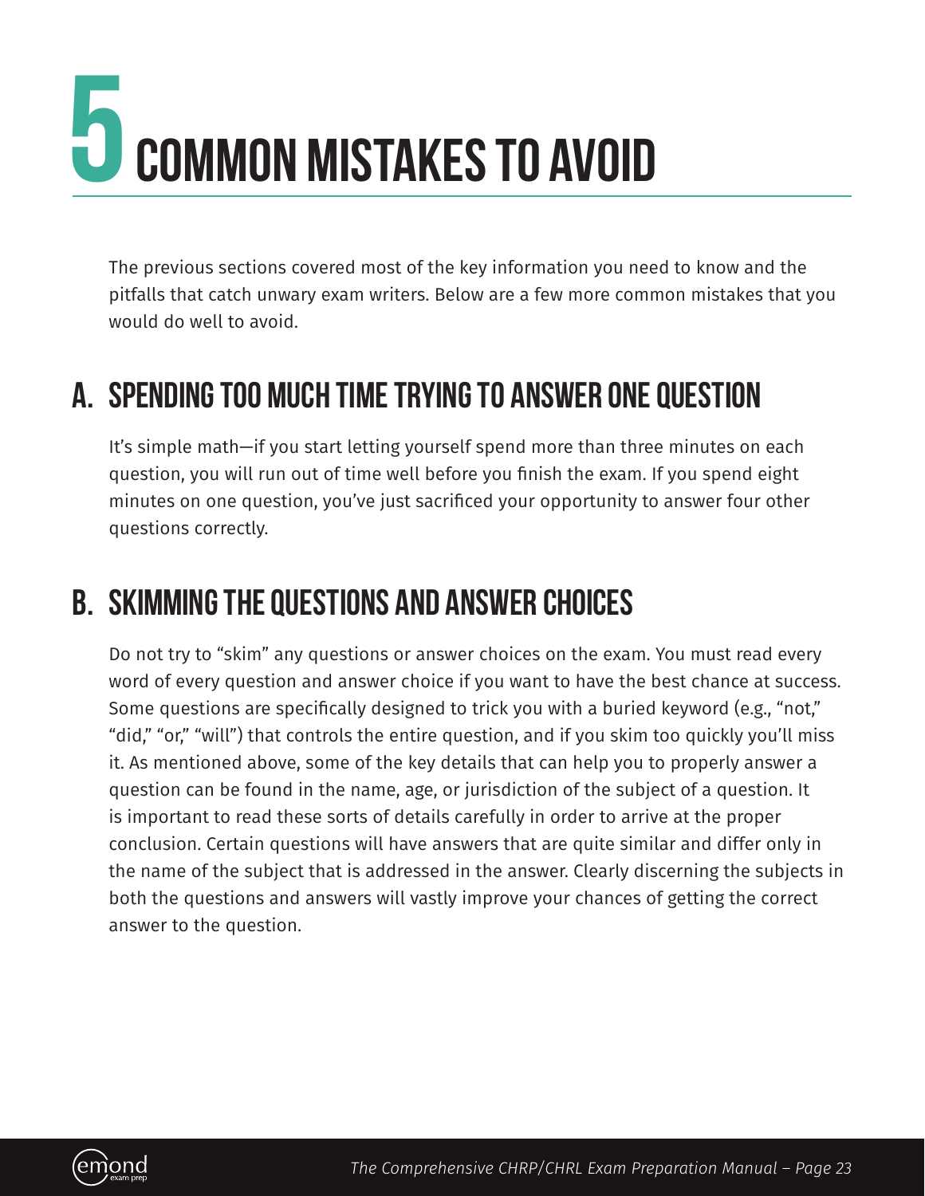# 5 Common Mistakes to Avoid

The previous sections covered most of the key information you need to know and the pitfalls that catch unwary exam writers. Below are a few more common mistakes that you would do well to avoid.

## A. Spending Too Much Time Trying to Answer One Question

It's simple math—if you start letting yourself spend more than three minutes on each question, you will run out of time well before you finish the exam. If you spend eight minutes on one question, you've just sacrificed your opportunity to answer four other questions correctly.

## B. Skimming the Questions and Answer Choices

Do not try to "skim" any questions or answer choices on the exam. You must read every word of every question and answer choice if you want to have the best chance at success. Some questions are specifically designed to trick you with a buried keyword (e.g., "not," "did," "or," "will") that controls the entire question, and if you skim too quickly you'll miss it. As mentioned above, some of the key details that can help you to properly answer a question can be found in the name, age, or jurisdiction of the subject of a question. It is important to read these sorts of details carefully in order to arrive at the proper conclusion. Certain questions will have answers that are quite similar and differ only in the name of the subject that is addressed in the answer. Clearly discerning the subjects in both the questions and answers will vastly improve your chances of getting the correct answer to the question.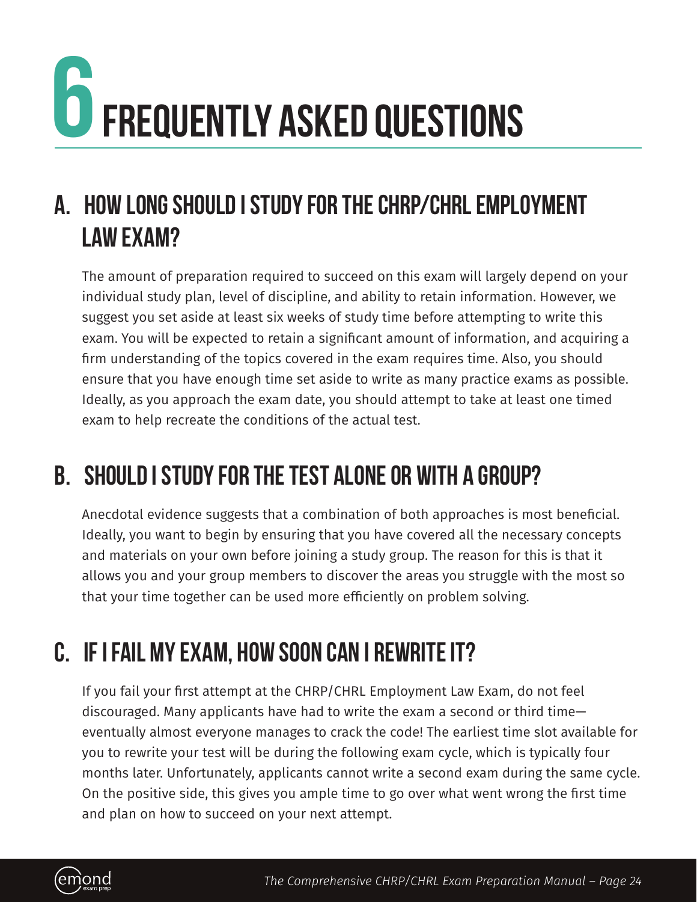# 6 FREQUENTLY ASKED QUESTIONS

## A. HOW LONG SHOULD I STUDY FOR THE CHRP/CHRL EMPLOYMENT LAW EXAM?

The amount of preparation required to succeed on this exam will largely depend on your individual study plan, level of discipline, and ability to retain information. However, we suggest you set aside at least six weeks of study time before attempting to write this exam. You will be expected to retain a significant amount of information, and acquiring a firm understanding of the topics covered in the exam requires time. Also, you should ensure that you have enough time set aside to write as many practice exams as possible. Ideally, as you approach the exam date, you should attempt to take at least one timed exam to help recreate the conditions of the actual test.

## B. SHOULD I STUDY FOR THE TEST ALONE OR WITH A GROUP?

Anecdotal evidence suggests that a combination of both approaches is most beneficial. Ideally, you want to begin by ensuring that you have covered all the necessary concepts and materials on your own before joining a study group. The reason for this is that it allows you and your group members to discover the areas you struggle with the most so that your time together can be used more efficiently on problem solving.

## C. IF I FAIL MY EXAM, HOW SOON CAN I REWRITE IT?

If you fail your first attempt at the CHRP/CHRL Employment Law Exam, do not feel discouraged. Many applicants have had to write the exam a second or third time—eventually almost everyone manages to crack the code! The earliest time slot available for you to rewrite your test will be during the following exam cycle, which is typically four months later. Unfortunately, applicants cannot write a second exam during the same cycle. On the positive side, this gives you ample time to go over what went wrong the first time and plan on how to succeed on your next attempt.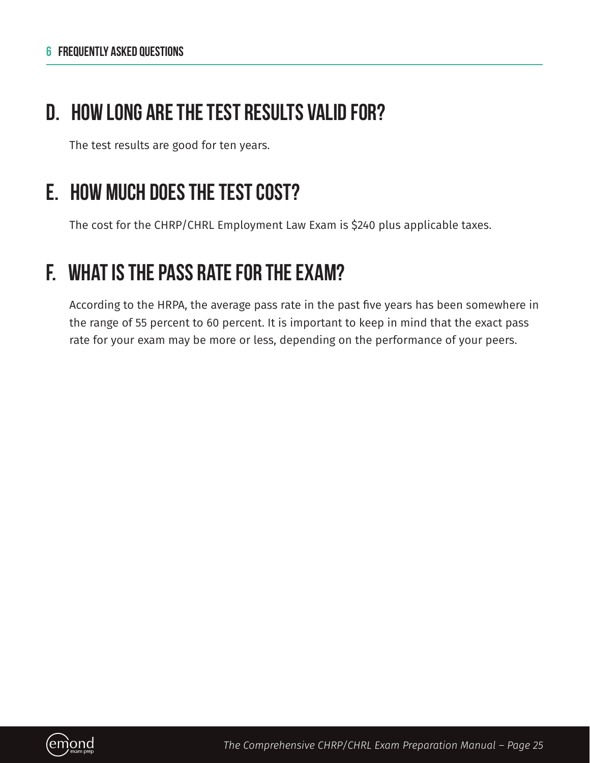## D. How long are the test results valid for?

The test results are good for ten years.

## E. How much does the test cost?

The cost for the CHRP/CHRL Employment Law Exam is $240 plus applicable taxes.

## F. What is the pass rate for the exam?

According to the HRPA, the average pass rate in the past five years has been somewhere in the range of 55 percent to 60 percent. It is important to keep in mind that the exact pass rate for your exam may be more or less, depending on the performance of your peers.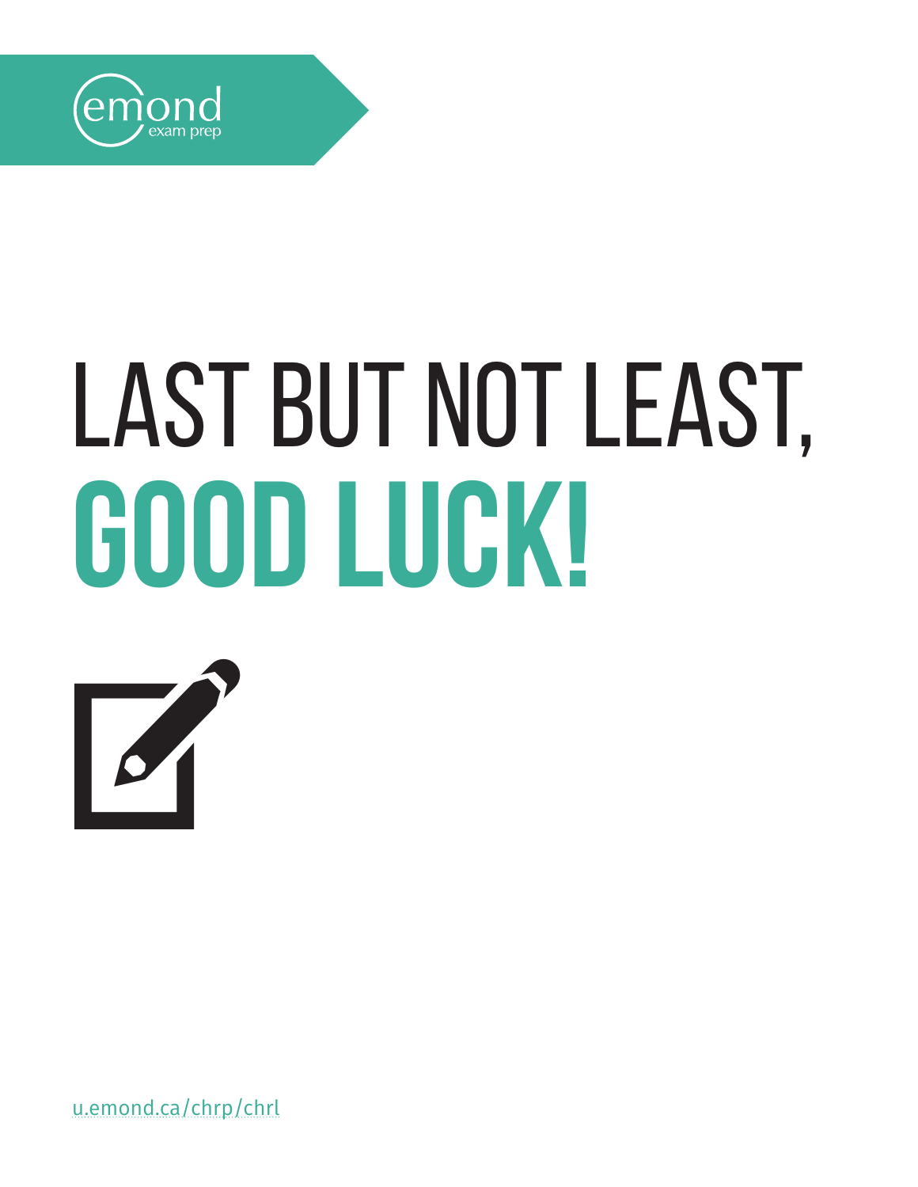emond exam prep

# LAST BUT NOT LEAST, GOOD LUCK!

u.emond.ca/chrp/chrl